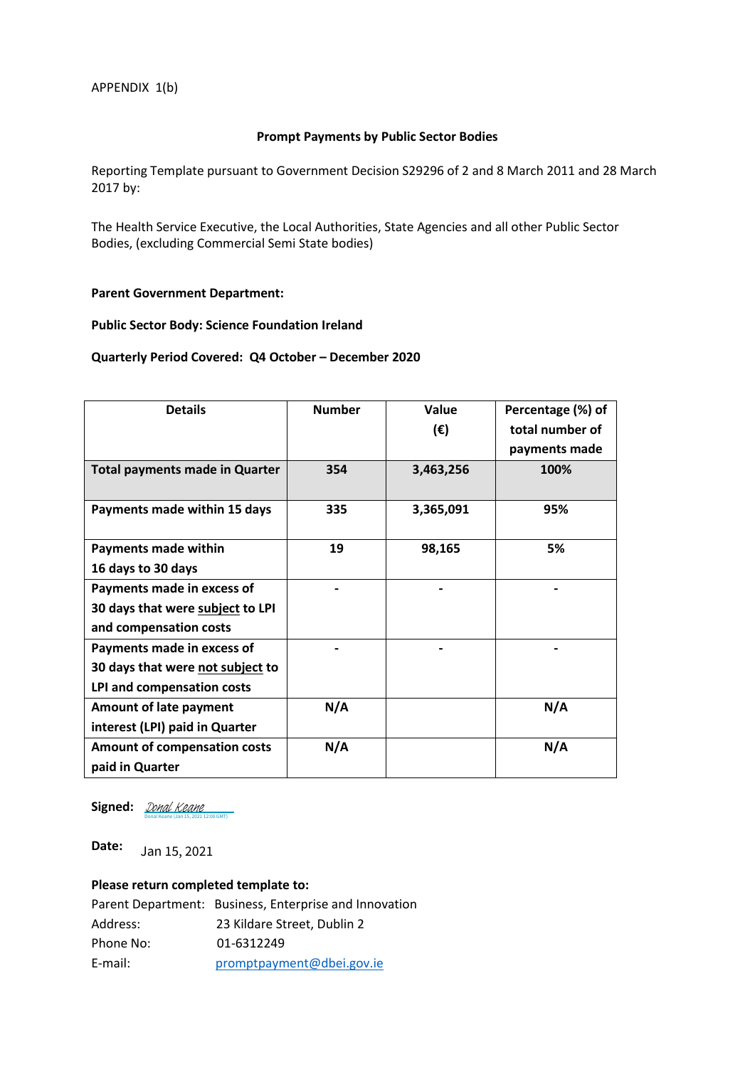APPENDIX 1(b)

**Prompt Payments by Public Sector Bodies**

Reporting Template pursuant to Government Decision S29296 of 2 and 8 March 2011 and 28 March 2017 by:

The Health Service Executive, the Local Authorities, State Agencies and all other Public Sector Bodies, (excluding Commercial Semi State bodies)

**Parent Government Department:**

**Public Sector Body: Science Foundation Ireland**

**Quarterly Period Covered: Q4 October – December 2020**

| Details | Number | Value (€) | Percentage (%) of total number of payments made |
|---|---|---|---|
| **Total payments made in Quarter** | **354** | **3,463,256** | **100%** |
| **Payments made within 15 days** | **335** | **3,365,091** | **95%** |
| **Payments made within 16 days to 30 days** | **19** | **98,165** | **5%** |
| **Payments made in excess of 30 days that were subject to LPI and compensation costs** | **-** | **-** | **-** |
| **Payments made in excess of 30 days that were not subject to LPI and compensation costs** | **-** | **-** | **-** |
| **Amount of late payment interest (LPI) paid in Quarter** | **N/A** | | **N/A** |
| **Amount of compensation costs paid in Quarter** | **N/A** | | **N/A** |

**Signed:** Donal Keane
Donal Keane (Jan 15, 2021 12:00 GMT)

**Date:** Jan 15, 2021

**Please return completed template to:**

Parent Department: Business, Enterprise and Innovation
Address: 23 Kildare Street, Dublin 2
Phone No: 01-6312249
E-mail: promptpayment@dbei.gov.ie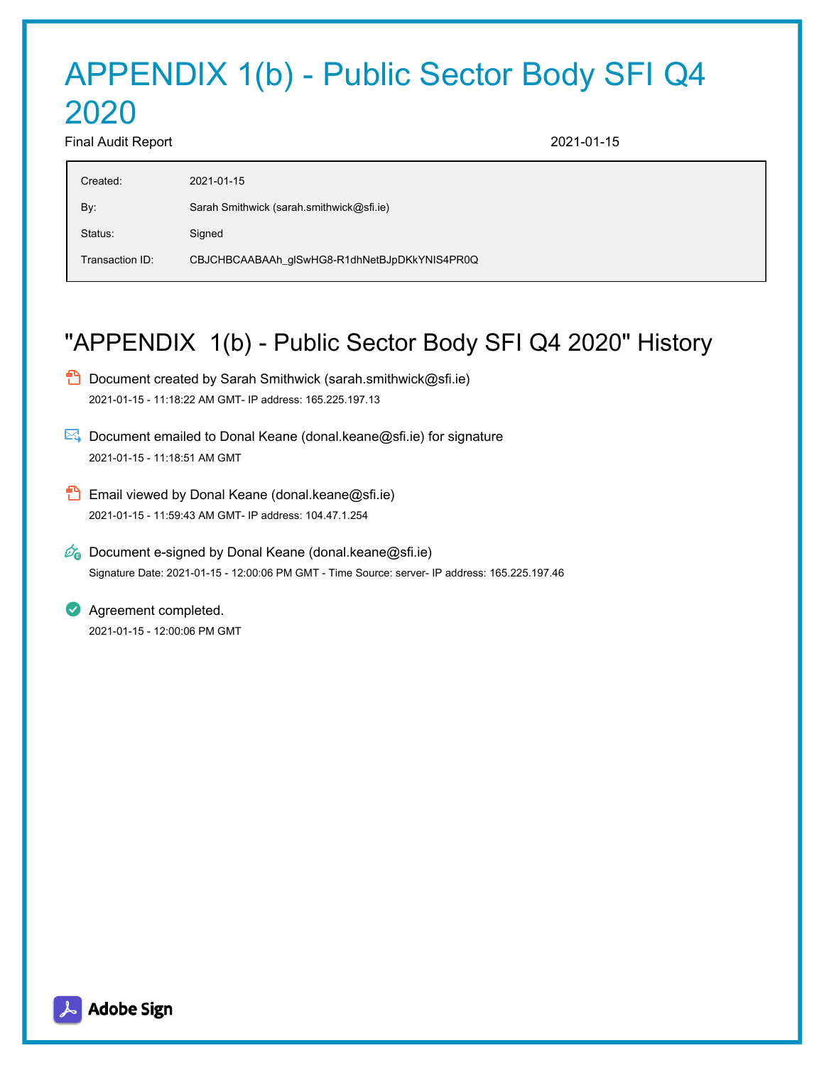# APPENDIX 1(b) - Public Sector Body SFI Q4 2020

Final Audit Report 2021-01-15

| | |
|---|---|
| Created: | 2021-01-15 |
| By: | Sarah Smithwick (sarah.smithwick@sfi.ie) |
| Status: | Signed |
| Transaction ID: | CBJCHBCAABAAh_glSwHG8-R1dhNetBJpDKkYNIS4PR0Q |

## "APPENDIX 1(b) - Public Sector Body SFI Q4 2020" History

- Document created by Sarah Smithwick (sarah.smithwick@sfi.ie)
  2021-01-15 - 11:18:22 AM GMT- IP address: 165.225.197.13

- Document emailed to Donal Keane (donal.keane@sfi.ie) for signature
  2021-01-15 - 11:18:51 AM GMT

- Email viewed by Donal Keane (donal.keane@sfi.ie)
  2021-01-15 - 11:59:43 AM GMT- IP address: 104.47.1.254

- Document e-signed by Donal Keane (donal.keane@sfi.ie)
  Signature Date: 2021-01-15 - 12:00:06 PM GMT - Time Source: server- IP address: 165.225.197.46

- Agreement completed.
  2021-01-15 - 12:00:06 PM GMT

Adobe Sign